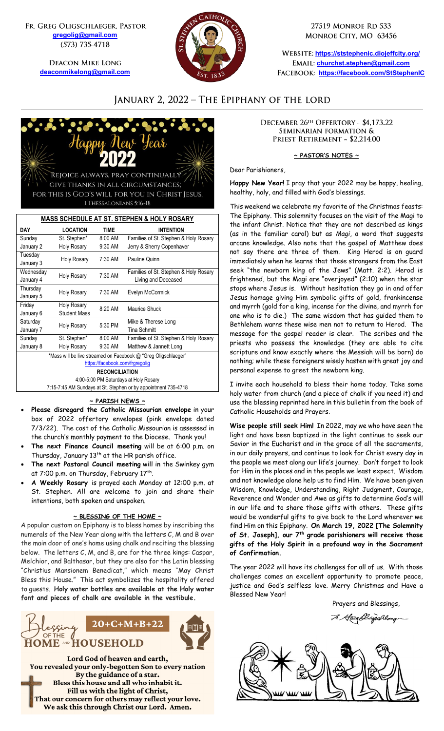Fr. Greg Oligschlaeger, Pastor
gregolig@gmail.com
(573) 735-4718

Deacon Mike Long
deaconmikelong@gmail.com

27519 Monroe Rd 533
Monroe City, MO 63456

Website: https://ststephenic.diojeffcity.org/
Email: churchst.stephen@gmail.com
Facebook: https://facebook.com/StStephenIC

# January 2, 2022 – The Epiphany of the lord

Happy New Year 2022

Rejoice always, pray continually, give thanks in all circumstances; for this is God's will for you in Christ Jesus.
1 Thessalonians 5:16-18

**MASS SCHEDULE AT ST. STEPHEN & HOLY ROSARY**

| DAY | LOCATION | TIME | INTENTION |
|---|---|---|---|
| Sunday January 2 | St. Stephen* | 8:00 AM | Families of St. Stephen & Holy Rosary |
| | Holy Rosary | 9:30 AM | Jerry & Sherry Copenhaver |
| Tuesday January 3 | Holy Rosary | 7:30 AM | Pauline Quinn |
| Wednesday January 4 | Holy Rosary | 7:30 AM | Families of St. Stephen & Holy Rosary Living and Deceased |
| Thursday January 5 | Holy Rosary | 7:30 AM | Evelyn McCormick |
| Friday January 6 | Holy Rosary Student Mass | 8:20 AM | Maurice Shuck |
| Saturday January 7 | Holy Rosary | 5:30 PM | Mike & Therese Long Tina Schmitt |
| Sunday January 8 | St. Stephen* | 8:00 AM | Families of St. Stephen & Holy Rosary |
| | Holy Rosary | 9:30 AM | Matthew & Jannett Long |

*Mass will be live streamed on Facebook @ "Greg Oligschlaeger"
https://facebook.com/frgregolig

**RECONCILIATION**
4:00-5:00 PM Saturdays at Holy Rosary
7:15-7:45 AM Sundays at St. Stephen or by appointment 735-4718

## ~ PARISH NEWS ~

- **Please disregard the Catholic Missourian envelope** in your box of 2022 offertory envelopes (pink envelope dated 7/3/22). The cost of the Catholic Missourian is assessed in the church's monthly payment to the Diocese. Thank you!
- **The next Finance Council meeting** will be at 6:00 p.m. on Thursday, January 13th at the HR parish office.
- **The next Pastoral Council meeting** will in the Swinkey gym at 7:00 p.m. on Thursday, February 17th.
- **A Weekly Rosary** is prayed each Monday at 12:00 p.m. at St. Stephen. All are welcome to join and share their intentions, both spoken and unspoken.

## ~ BLESSING OF THE HOME ~

A popular custom on Epiphany is to bless homes by inscribing the numerals of the New Year along with the letters C, M and B over the main door of one's home using chalk and reciting the blessing below. The letters C, M, and B, are for the three kings: Caspar, Melchior, and Balthasar, but they are also for the Latin blessing "Christius Mansionem Benedicat," which means "May Christ Bless this House." This act symbolizes the hospitality offered to guests. **Holy water bottles are available at the Holy water font and pieces of chalk are available in the vestibule.**

Blessing of the Home and Household

20+C+M+B+22

**Lord God of heaven and earth,
You revealed your only-begotten Son to every nation
By the guidance of a star.
Bless this house and all who inhabit it.
Fill us with the light of Christ,
That our concern for others may reflect your love.
We ask this through Christ our Lord. Amen.**

December 26th Offertory - $4,173.22
Seminarian formation & Priest Retirement ~ $2,214.00

## ~ PASTOR'S NOTES ~

Dear Parishioners,

**Happy New Year!** I pray that your 2022 may be happy, healing, healthy, holy, and filled with God's blessings.

This weekend we celebrate my favorite of the Christmas feasts: The Epiphany. This solemnity focuses on the visit of the Magi to the infant Christ. Notice that they are not described as kings (as in the familiar carol) but as *Magi*, a word that suggests arcane knowledge. Also note that the gospel of Matthew does not say there are three of them. King Herod is on guard immediately when he learns that these strangers from the East seek "the newborn king of the Jews" (Matt. 2:2). Herod is frightened, but the Magi are "overjoyed" (2:10) when the star stops where Jesus is. Without hesitation they go in and offer Jesus homage giving Him symbolic gifts of gold, frankincense and myrrh (gold for a king, incense for the divine, and myrrh for one who is to die.) The same wisdom that has guided them to Bethlehem warns these wise men not to return to Herod. The message for the gospel reader is clear. The scribes and the priests who possess the knowledge (they are able to cite scripture and know exactly where the Messiah will be born) do nothing; while these foreigners wisely hasten with great joy and personal expense to greet the newborn king.

I invite each household to bless their home today. Take some holy water from church (and a piece of chalk if you need it) and use the blessing reprinted here in this bulletin from the book of Catholic Households and Prayers.

**Wise people still seek Him!** In 2022, may we who have seen the light and have been baptized in the light continue to seek our Savior in the Eucharist and in the grace of all the sacraments, in our daily prayers, and continue to look for Christ every day in the people we meet along our life's journey. Don't forget to look for Him in the places and in the people we least expect. Wisdom and not knowledge alone help us to find Him. We have been given Wisdom, Knowledge, Understanding, Right Judgment, Courage, Reverence and Wonder and Awe as gifts to determine God's will in our life and to share those gifts with others. These gifts would be wonderful gifts to give back to the Lord wherever we find Him on this Epiphany. **On March 19, 2022 [The Solemnity of St. Joseph], our 7th grade parishioners will receive those gifts of the Holy Spirit in a profound way in the Sacrament of Confirmation.**

The year 2022 will have its challenges for all of us. With those challenges comes an excellent opportunity to promote peace, justice and God's selfless love. Merry Christmas and Have a Blessed New Year!

Prayers and Blessings,

Fr. Greg Oligschlaeger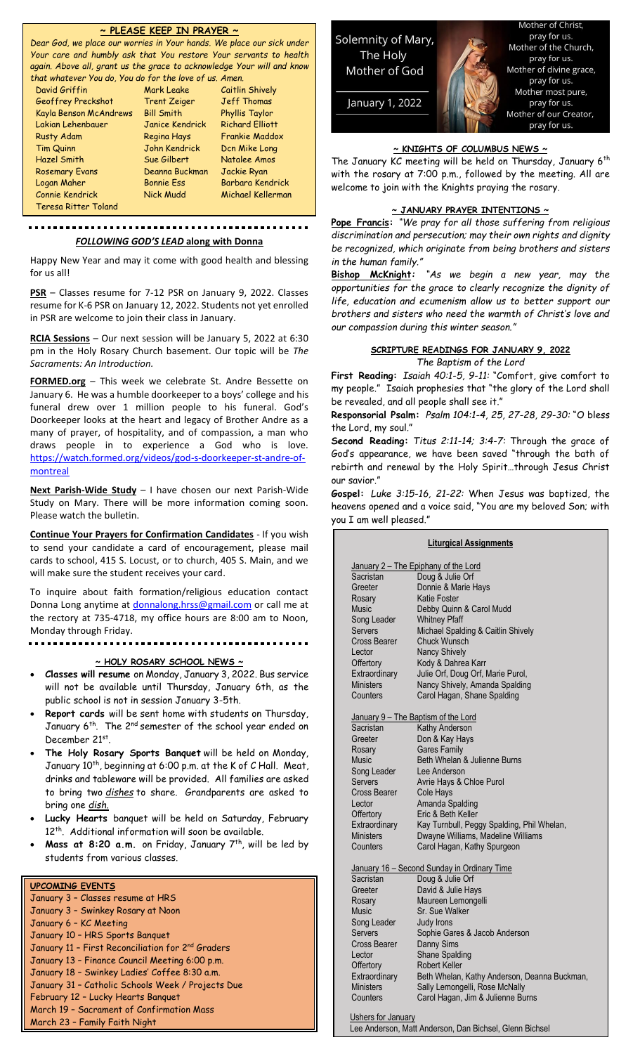## ~ PLEASE KEEP IN PRAYER ~

*Dear God, we place our worries in Your hands. We place our sick under Your care and humbly ask that You restore Your servants to health again. Above all, grant us the grace to acknowledge Your will and know that whatever You do, You do for the love of us. Amen.*

| | | |
|---|---|---|
| David Griffin | Mark Leake | Caitlin Shively |
| Geoffrey Preckshot | Trent Zeiger | Jeff Thomas |
| Kayla Benson McAndrews | Bill Smith | Phyllis Taylor |
| Lakian Lehenbauer | Janice Kendrick | Richard Elliott |
| Rusty Adam | Regina Hays | Frankie Maddox |
| Tim Quinn | John Kendrick | Dcn Mike Long |
| Hazel Smith | Sue Gilbert | Natalee Amos |
| Rosemary Evans | Deanna Buckman | Jackie Ryan |
| Logan Maher | Bonnie Ess | Barbara Kendrick |
| Connie Kendrick | Nick Mudd | Michael Kellerman |
| Teresa Ritter Toland | | |

### *FOLLOWING GOD'S LEAD* along with Donna

Happy New Year and may it come with good health and blessing for us all!

**PSR** – Classes resume for 7-12 PSR on January 9, 2022. Classes resume for K-6 PSR on January 12, 2022. Students not yet enrolled in PSR are welcome to join their class in January.

**RCIA Sessions** – Our next session will be January 5, 2022 at 6:30 pm in the Holy Rosary Church basement. Our topic will be *The Sacraments: An Introduction.*

**FORMED.org** – This week we celebrate St. Andre Bessette on January 6. He was a humble doorkeeper to a boys' college and his funeral drew over 1 million people to his funeral. God's Doorkeeper looks at the heart and legacy of Brother Andre as a many of prayer, of hospitality, and of compassion, a man who draws people in to experience a God who is love. https://watch.formed.org/videos/god-s-doorkeeper-st-andre-of-montreal

**Next Parish-Wide Study** – I have chosen our next Parish-Wide Study on Mary. There will be more information coming soon. Please watch the bulletin.

**Continue Your Prayers for Confirmation Candidates** - If you wish to send your candidate a card of encouragement, please mail cards to school, 415 S. Locust, or to church, 405 S. Main, and we will make sure the student receives your card.

To inquire about faith formation/religious education contact Donna Long anytime at donnalong.hrss@gmail.com or call me at the rectory at 735-4718, my office hours are 8:00 am to Noon, Monday through Friday.

## ~ HOLY ROSARY SCHOOL NEWS ~

- **Classes will resume** on Monday, January 3, 2022. Bus service will not be available until Thursday, January 6th, as the public school is not in session January 3-5th.
- **Report cards** will be sent home with students on Thursday, January 6th. The 2nd semester of the school year ended on December 21st.
- **The Holy Rosary Sports Banquet** will be held on Monday, January 10th, beginning at 6:00 p.m. at the K of C Hall. Meat, drinks and tableware will be provided. All families are asked to bring two *dishes* to share. Grandparents are asked to bring one *dish.*
- **Lucky Hearts** banquet will be held on Saturday, February 12th. Additional information will soon be available.
- **Mass at 8:20 a.m.** on Friday, January 7th, will be led by students from various classes.

### UPCOMING EVENTS

January 3 – Classes resume at HRS
January 3 – Swinkey Rosary at Noon
January 6 – KC Meeting
January 10 – HRS Sports Banquet
January 11 – First Reconciliation for 2nd Graders
January 13 – Finance Council Meeting 6:00 p.m.
January 18 – Swinkey Ladies' Coffee 8:30 a.m.
January 31 – Catholic Schools Week / Projects Due
February 12 – Lucky Hearts Banquet
March 19 – Sacrament of Confirmation Mass
March 23 – Family Faith Night

Solemnity of Mary, The Holy Mother of God

January 1, 2022

Mother of Christ, pray for us.
Mother of the Church, pray for us.
Mother of divine grace, pray for us.
Mother most pure, pray for us.
Mother of our Creator, pray for us.

## ~ KNIGHTS OF COLUMBUS NEWS ~

The January KC meeting will be held on Thursday, January 6th with the rosary at 7:00 p.m., followed by the meeting. All are welcome to join with the Knights praying the rosary.

## ~ JANUARY PRAYER INTENTIONS ~

**Pope Francis:** "*We pray for all those suffering from religious discrimination and persecution; may their own rights and dignity be recognized, which originate from being brothers and sisters in the human family.*"

**Bishop McKnight:** "*As we begin a new year, may the opportunities for the grace to clearly recognize the dignity of life, education and ecumenism allow us to better support our brothers and sisters who need the warmth of Christ's love and our compassion during this winter season.*"

## SCRIPTURE READINGS FOR JANUARY 9, 2022

*The Baptism of the Lord*

**First Reading:** *Isaiah 40:1-5, 9-11*: "Comfort, give comfort to my people." Isaiah prophesies that "the glory of the Lord shall be revealed, and all people shall see it."

**Responsorial Psalm:** *Psalm 104:1-4, 25, 27-28, 29-30:* "O bless the Lord, my soul."

**Second Reading:** *Titus 2:11-14; 3:4-7:* Through the grace of God's appearance, we have been saved "through the bath of rebirth and renewal by the Holy Spirit…through Jesus Christ our savior."

**Gospel:** *Luke 3:15-16, 21-22:* When Jesus was baptized, the heavens opened and a voice said, "You are my beloved Son; with you I am well pleased."

## Liturgical Assignments

**January 2 – The Epiphany of the Lord**

| | |
|---|---|
| Sacristan | Doug & Julie Orf |
| Greeter | Donnie & Marie Hays |
| Rosary | Katie Foster |
| Music | Debby Quinn & Carol Mudd |
| Song Leader | Whitney Pfaff |
| Servers | Michael Spalding & Caitlin Shively |
| Cross Bearer | Chuck Wunsch |
| Lector | Nancy Shively |
| Offertory | Kody & Dahrea Karr |
| Extraordinary Ministers | Julie Orf, Doug Orf, Marie Purol, Nancy Shively, Amanda Spalding |
| Counters | Carol Hagan, Shane Spalding |

**January 9 – The Baptism of the Lord**

| | |
|---|---|
| Sacristan | Kathy Anderson |
| Greeter | Don & Kay Hays |
| Rosary | Gares Family |
| Music | Beth Whelan & Julienne Burns |
| Song Leader | Lee Anderson |
| Servers | Avrie Hays & Chloe Purol |
| Cross Bearer | Cole Hays |
| Lector | Amanda Spalding |
| Offertory | Eric & Beth Keller |
| Extraordinary Ministers | Kay Turnbull, Peggy Spalding, Phil Whelan, Dwayne Williams, Madeline Williams |
| Counters | Carol Hagan, Kathy Spurgeon |

**January 16 – Second Sunday in Ordinary Time**

| | |
|---|---|
| Sacristan | Doug & Julie Orf |
| Greeter | David & Julie Hays |
| Rosary | Maureen Lemongelli |
| Music | Sr. Sue Walker |
| Song Leader | Judy Irons |
| Servers | Sophie Gares & Jacob Anderson |
| Cross Bearer | Danny Sims |
| Lector | Shane Spalding |
| Offertory | Robert Keller |
| Extraordinary Ministers | Beth Whelan, Kathy Anderson, Deanna Buckman, Sally Lemongelli, Rose McNally |
| Counters | Carol Hagan, Jim & Julienne Burns |

Ushers for January
Lee Anderson, Matt Anderson, Dan Bichsel, Glenn Bichsel